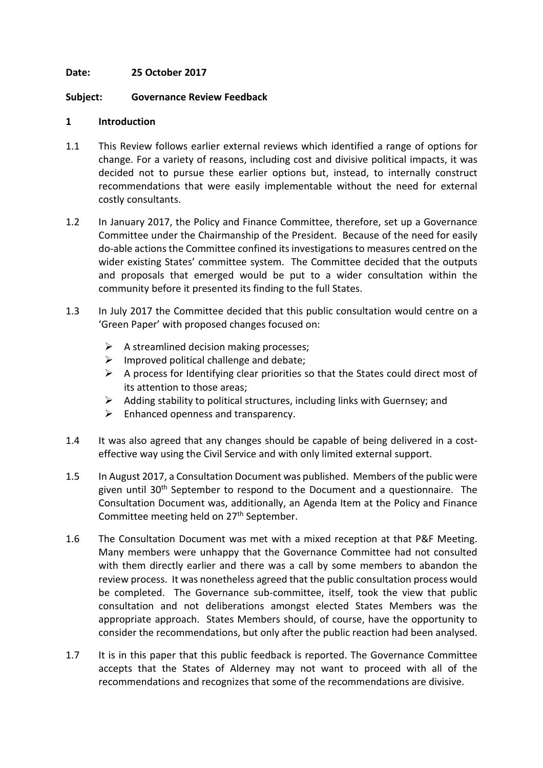**Date:** **25 October 2017**

**Subject:** **Governance Review Feedback**

## 1 Introduction

1.1 This Review follows earlier external reviews which identified a range of options for change. For a variety of reasons, including cost and divisive political impacts, it was decided not to pursue these earlier options but, instead, to internally construct recommendations that were easily implementable without the need for external costly consultants.

1.2 In January 2017, the Policy and Finance Committee, therefore, set up a Governance Committee under the Chairmanship of the President. Because of the need for easily do-able actions the Committee confined its investigations to measures centred on the wider existing States' committee system. The Committee decided that the outputs and proposals that emerged would be put to a wider consultation within the community before it presented its finding to the full States.

1.3 In July 2017 the Committee decided that this public consultation would centre on a 'Green Paper' with proposed changes focused on:

- A streamlined decision making processes;
- Improved political challenge and debate;
- A process for Identifying clear priorities so that the States could direct most of its attention to those areas;
- Adding stability to political structures, including links with Guernsey; and
- Enhanced openness and transparency.

1.4 It was also agreed that any changes should be capable of being delivered in a cost-effective way using the Civil Service and with only limited external support.

1.5 In August 2017, a Consultation Document was published. Members of the public were given until 30th September to respond to the Document and a questionnaire. The Consultation Document was, additionally, an Agenda Item at the Policy and Finance Committee meeting held on 27th September.

1.6 The Consultation Document was met with a mixed reception at that P&F Meeting. Many members were unhappy that the Governance Committee had not consulted with them directly earlier and there was a call by some members to abandon the review process. It was nonetheless agreed that the public consultation process would be completed. The Governance sub-committee, itself, took the view that public consultation and not deliberations amongst elected States Members was the appropriate approach. States Members should, of course, have the opportunity to consider the recommendations, but only after the public reaction had been analysed.

1.7 It is in this paper that this public feedback is reported. The Governance Committee accepts that the States of Alderney may not want to proceed with all of the recommendations and recognizes that some of the recommendations are divisive.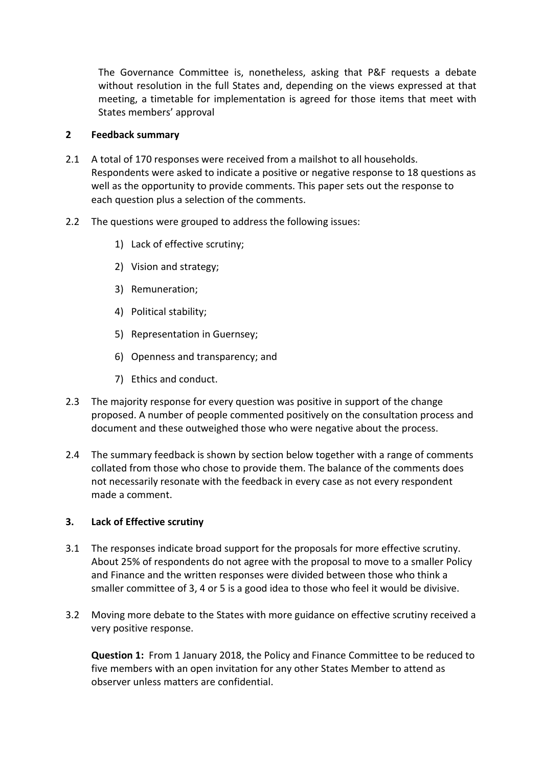The Governance Committee is, nonetheless, asking that P&F requests a debate without resolution in the full States and, depending on the views expressed at that meeting, a timetable for implementation is agreed for those items that meet with States members' approval

## 2 Feedback summary

2.1 A total of 170 responses were received from a mailshot to all households. Respondents were asked to indicate a positive or negative response to 18 questions as well as the opportunity to provide comments. This paper sets out the response to each question plus a selection of the comments.

2.2 The questions were grouped to address the following issues:

1) Lack of effective scrutiny;
2) Vision and strategy;
3) Remuneration;
4) Political stability;
5) Representation in Guernsey;
6) Openness and transparency; and
7) Ethics and conduct.

2.3 The majority response for every question was positive in support of the change proposed. A number of people commented positively on the consultation process and document and these outweighed those who were negative about the process.

2.4 The summary feedback is shown by section below together with a range of comments collated from those who chose to provide them. The balance of the comments does not necessarily resonate with the feedback in every case as not every respondent made a comment.

## 3. Lack of Effective scrutiny

3.1 The responses indicate broad support for the proposals for more effective scrutiny. About 25% of respondents do not agree with the proposal to move to a smaller Policy and Finance and the written responses were divided between those who think a smaller committee of 3, 4 or 5 is a good idea to those who feel it would be divisive.

3.2 Moving more debate to the States with more guidance on effective scrutiny received a very positive response.

**Question 1:** From 1 January 2018, the Policy and Finance Committee to be reduced to five members with an open invitation for any other States Member to attend as observer unless matters are confidential.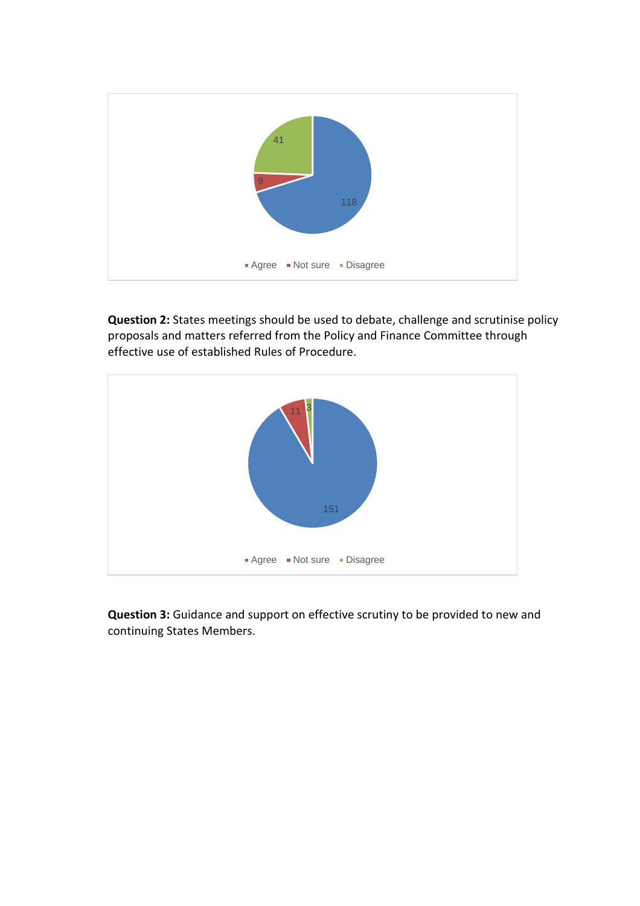- Agree: 118
- Not sure: 9
- Disagree: 41

**Question 2:** States meetings should be used to debate, challenge and scrutinise policy proposals and matters referred from the Policy and Finance Committee through effective use of established Rules of Procedure.

- Agree: 151
- Not sure: 11
- Disagree: 3

**Question 3:** Guidance and support on effective scrutiny to be provided to new and continuing States Members.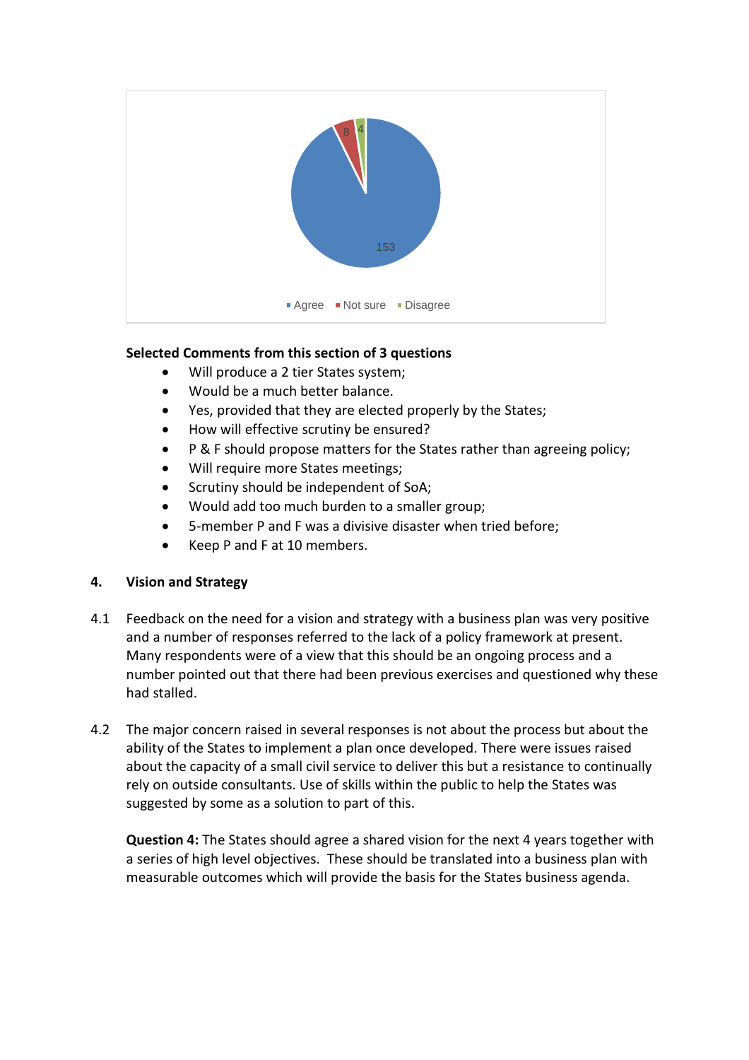Selected Comments from this section of 3 questions

- Will produce a 2 tier States system;
- Would be a much better balance.
- Yes, provided that they are elected properly by the States;
- How will effective scrutiny be ensured?
- P & F should propose matters for the States rather than agreeing policy;
- Will require more States meetings;
- Scrutiny should be independent of SoA;
- Would add too much burden to a smaller group;
- 5-member P and F was a divisive disaster when tried before;
- Keep P and F at 10 members.

## 4. Vision and Strategy

4.1 Feedback on the need for a vision and strategy with a business plan was very positive and a number of responses referred to the lack of a policy framework at present. Many respondents were of a view that this should be an ongoing process and a number pointed out that there had been previous exercises and questioned why these had stalled.

4.2 The major concern raised in several responses is not about the process but about the ability of the States to implement a plan once developed. There were issues raised about the capacity of a small civil service to deliver this but a resistance to continually rely on outside consultants. Use of skills within the public to help the States was suggested by some as a solution to part of this.

**Question 4:** The States should agree a shared vision for the next 4 years together with a series of high level objectives. These should be translated into a business plan with measurable outcomes which will provide the basis for the States business agenda.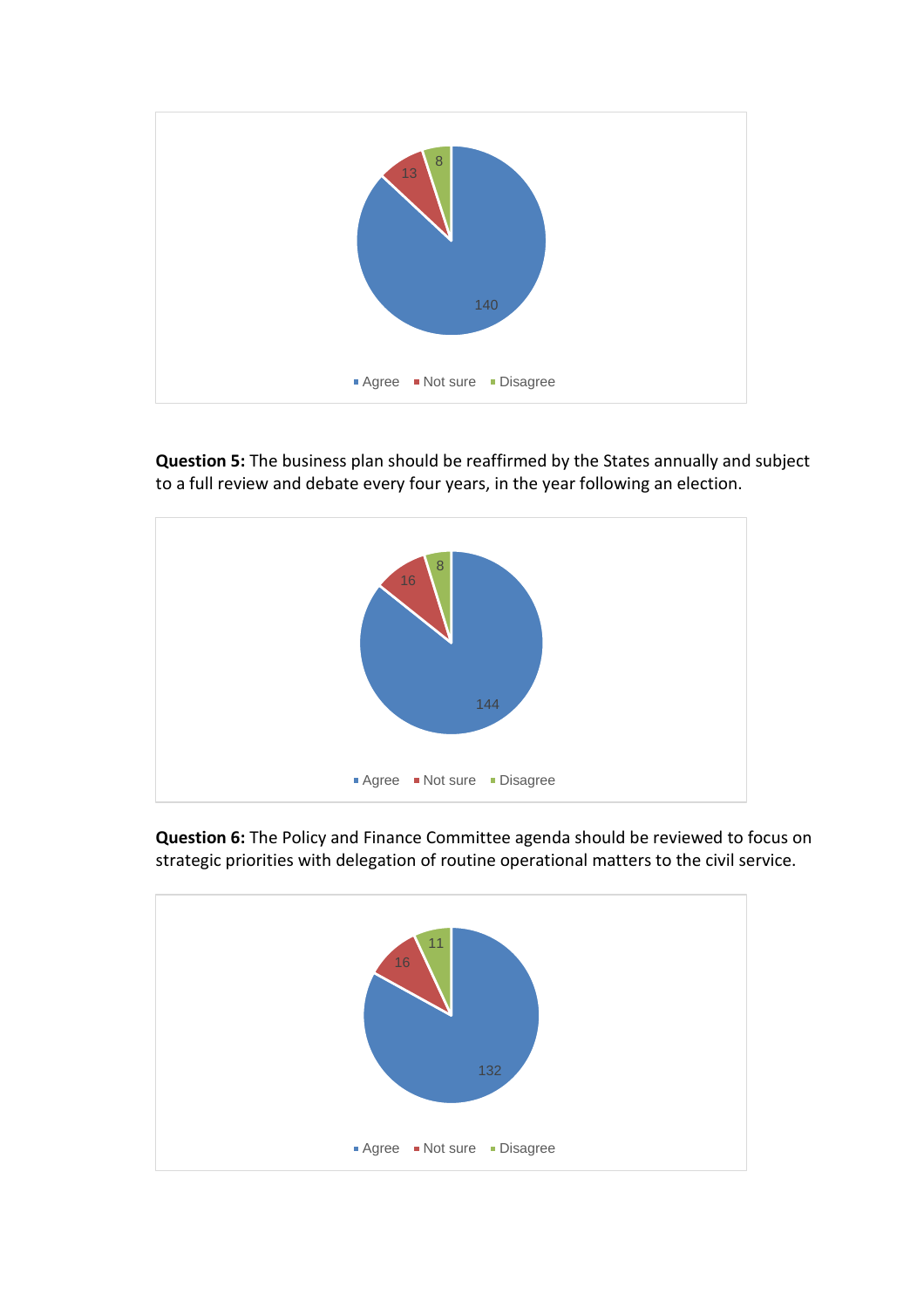| | Count |
|---|---|
| Agree | 140 |
| Not sure | 13 |
| Disagree | 8 |

**Question 5:** The business plan should be reaffirmed by the States annually and subject to a full review and debate every four years, in the year following an election.

| | Count |
|---|---|
| Agree | 144 |
| Not sure | 16 |
| Disagree | 8 |

**Question 6:** The Policy and Finance Committee agenda should be reviewed to focus on strategic priorities with delegation of routine operational matters to the civil service.

| | Count |
|---|---|
| Agree | 132 |
| Not sure | 16 |
| Disagree | 11 |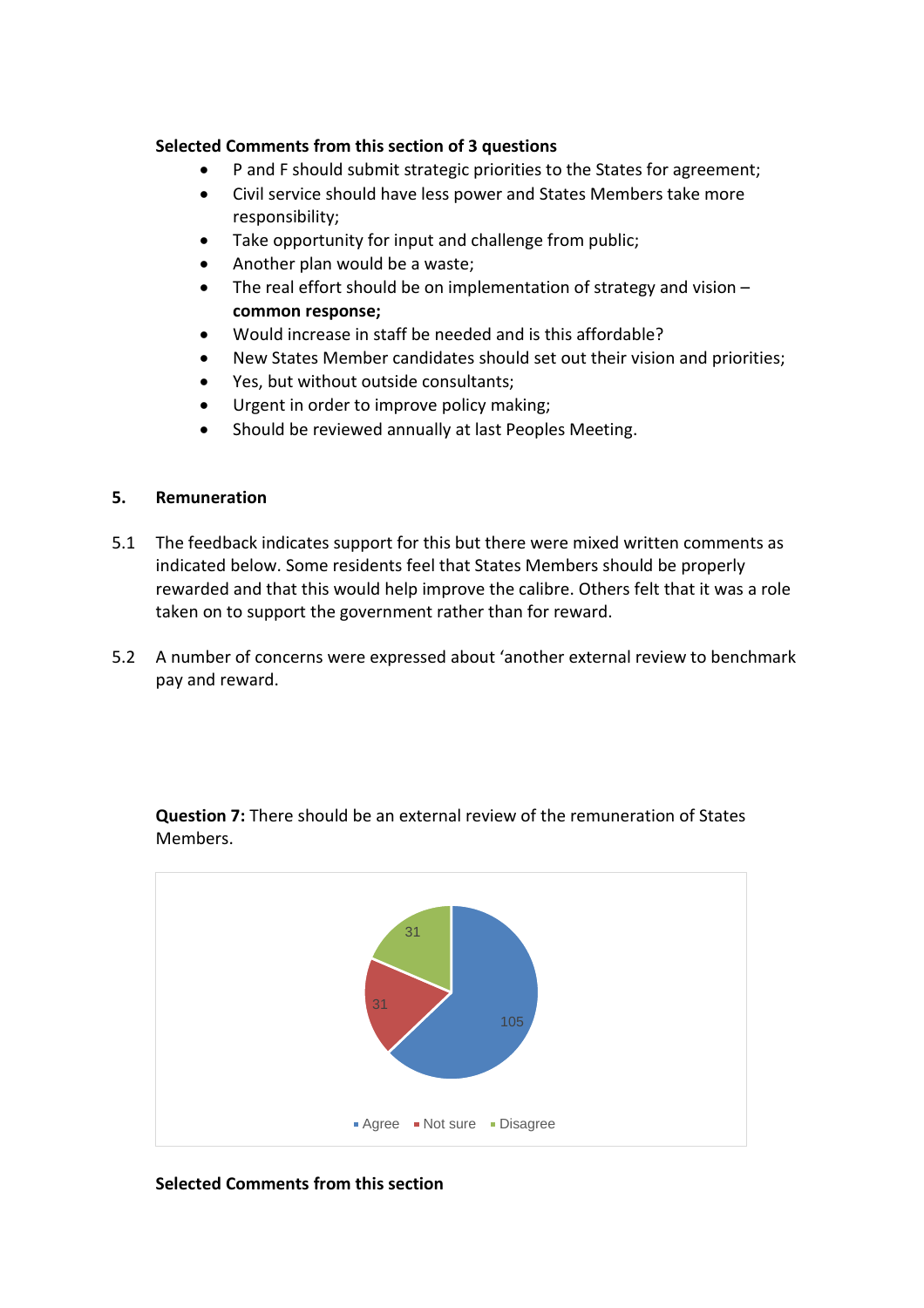**Selected Comments from this section of 3 questions**

- P and F should submit strategic priorities to the States for agreement;
- Civil service should have less power and States Members take more responsibility;
- Take opportunity for input and challenge from public;
- Another plan would be a waste;
- The real effort should be on implementation of strategy and vision – **common response;**
- Would increase in staff be needed and is this affordable?
- New States Member candidates should set out their vision and priorities;
- Yes, but without outside consultants;
- Urgent in order to improve policy making;
- Should be reviewed annually at last Peoples Meeting.

## 5. Remuneration

5.1 The feedback indicates support for this but there were mixed written comments as indicated below. Some residents feel that States Members should be properly rewarded and that this would help improve the calibre. Others felt that it was a role taken on to support the government rather than for reward.

5.2 A number of concerns were expressed about 'another external review to benchmark pay and reward.

**Question 7:** There should be an external review of the remuneration of States Members.

| Response | Count |
|---|---|
| Agree | 105 |
| Not sure | 31 |
| Disagree | 31 |

**Selected Comments from this section**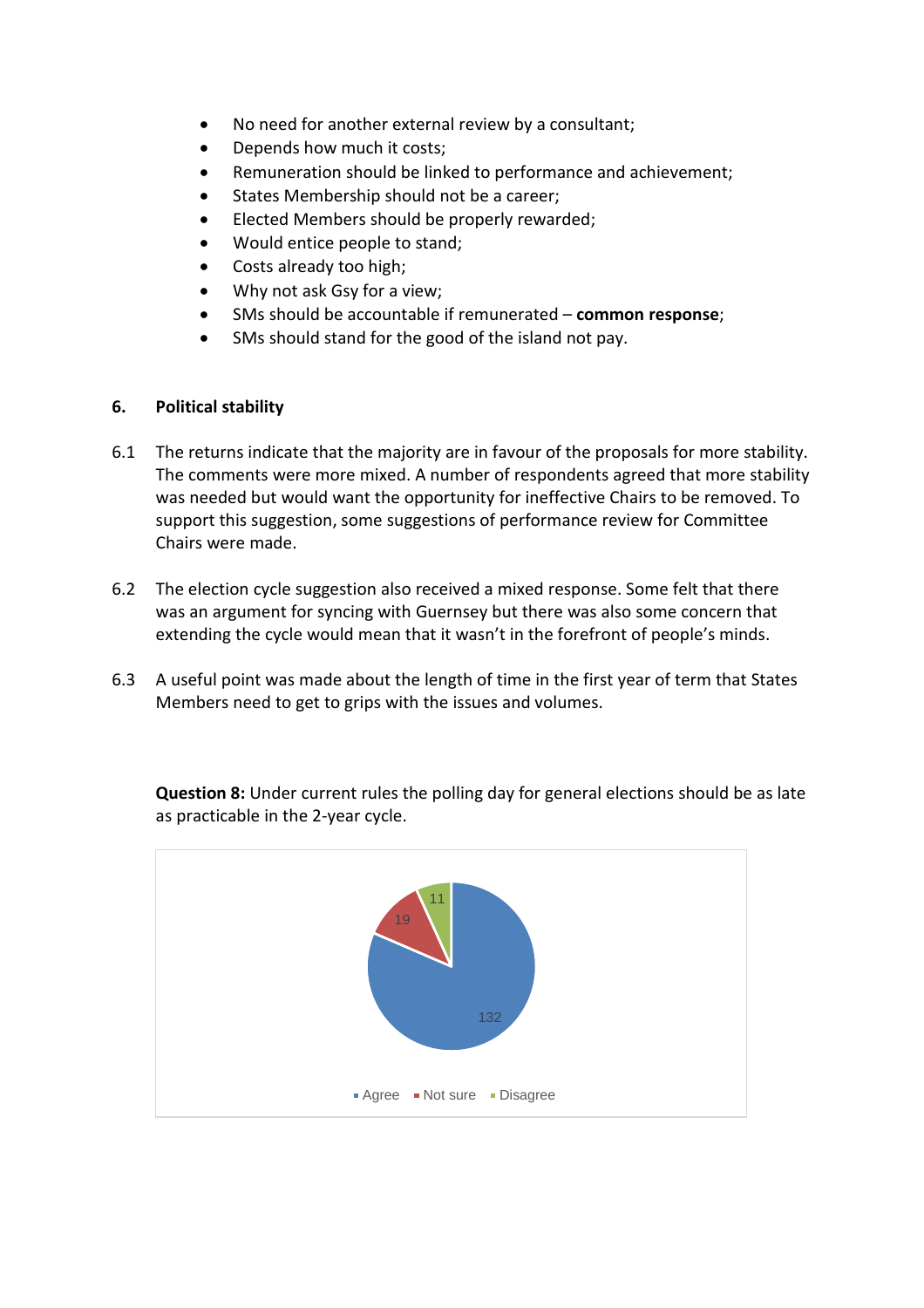- No need for another external review by a consultant;
- Depends how much it costs;
- Remuneration should be linked to performance and achievement;
- States Membership should not be a career;
- Elected Members should be properly rewarded;
- Would entice people to stand;
- Costs already too high;
- Why not ask Gsy for a view;
- SMs should be accountable if remunerated – **common response**;
- SMs should stand for the good of the island not pay.

## 6. Political stability

6.1 The returns indicate that the majority are in favour of the proposals for more stability. The comments were more mixed. A number of respondents agreed that more stability was needed but would want the opportunity for ineffective Chairs to be removed. To support this suggestion, some suggestions of performance review for Committee Chairs were made.

6.2 The election cycle suggestion also received a mixed response. Some felt that there was an argument for syncing with Guernsey but there was also some concern that extending the cycle would mean that it wasn't in the forefront of people's minds.

6.3 A useful point was made about the length of time in the first year of term that States Members need to get to grips with the issues and volumes.

**Question 8:** Under current rules the polling day for general elections should be as late as practicable in the 2-year cycle.

| Response | Count |
|---|---|
| Agree | 132 |
| Not sure | 19 |
| Disagree | 11 |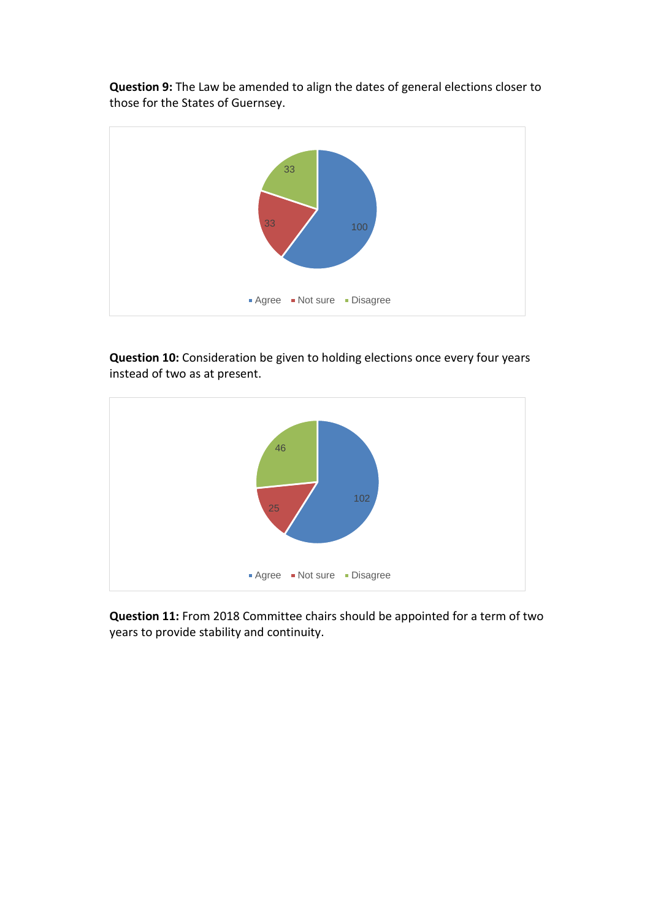**Question 9:** The Law be amended to align the dates of general elections closer to those for the States of Guernsey.

| Response | Count |
|---|---|
| Agree | 100 |
| Not sure | 33 |
| Disagree | 33 |

**Question 10:** Consideration be given to holding elections once every four years instead of two as at present.

| Response | Count |
|---|---|
| Agree | 102 |
| Not sure | 25 |
| Disagree | 46 |

**Question 11:** From 2018 Committee chairs should be appointed for a term of two years to provide stability and continuity.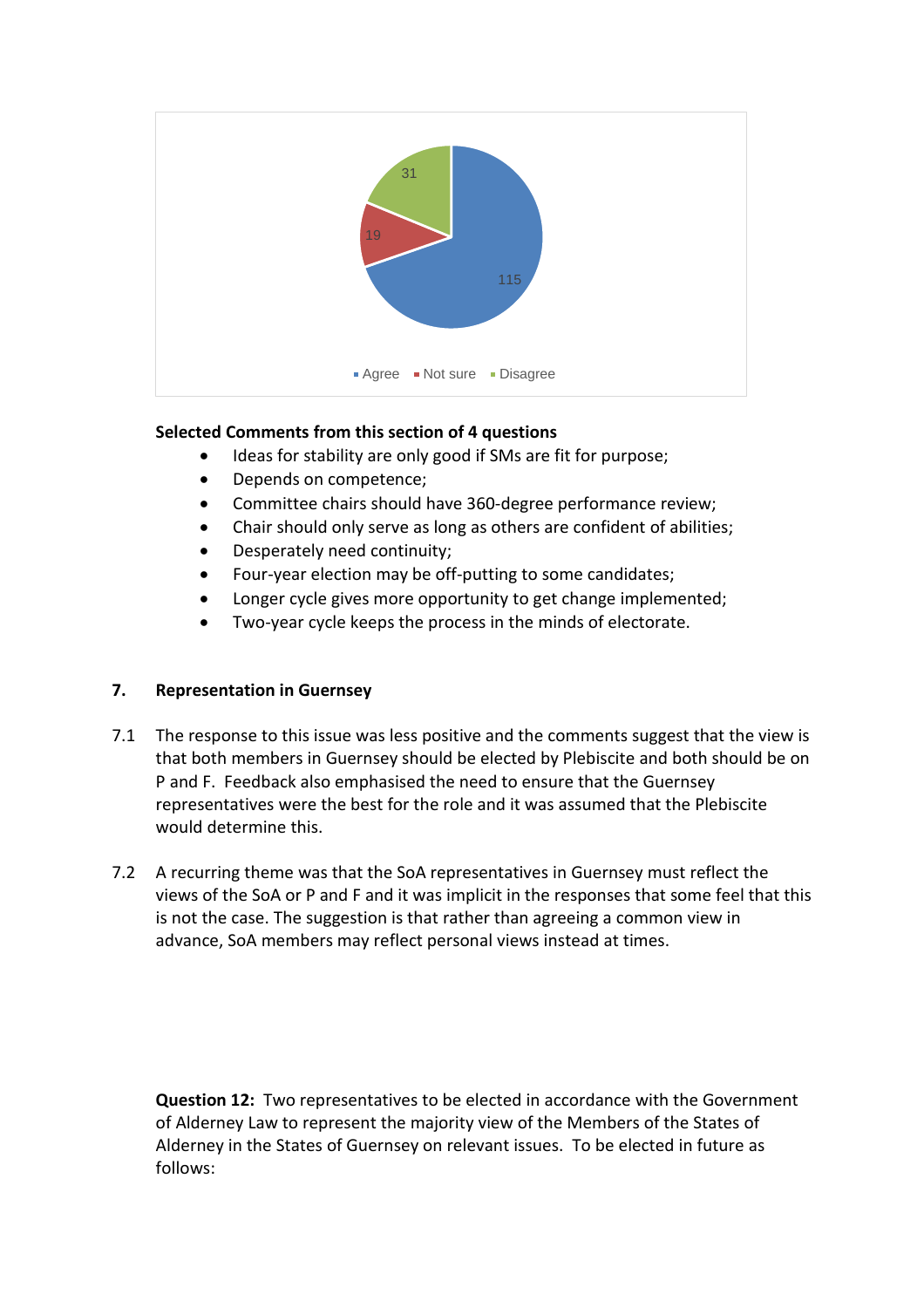Agree: 115
Not sure: 19
Disagree: 31

**Selected Comments from this section of 4 questions**

- Ideas for stability are only good if SMs are fit for purpose;
- Depends on competence;
- Committee chairs should have 360-degree performance review;
- Chair should only serve as long as others are confident of abilities;
- Desperately need continuity;
- Four-year election may be off-putting to some candidates;
- Longer cycle gives more opportunity to get change implemented;
- Two-year cycle keeps the process in the minds of electorate.

## 7. Representation in Guernsey

7.1 The response to this issue was less positive and the comments suggest that the view is that both members in Guernsey should be elected by Plebiscite and both should be on P and F. Feedback also emphasised the need to ensure that the Guernsey representatives were the best for the role and it was assumed that the Plebiscite would determine this.

7.2 A recurring theme was that the SoA representatives in Guernsey must reflect the views of the SoA or P and F and it was implicit in the responses that some feel that this is not the case. The suggestion is that rather than agreeing a common view in advance, SoA members may reflect personal views instead at times.

**Question 12:** Two representatives to be elected in accordance with the Government of Alderney Law to represent the majority view of the Members of the States of Alderney in the States of Guernsey on relevant issues. To be elected in future as follows: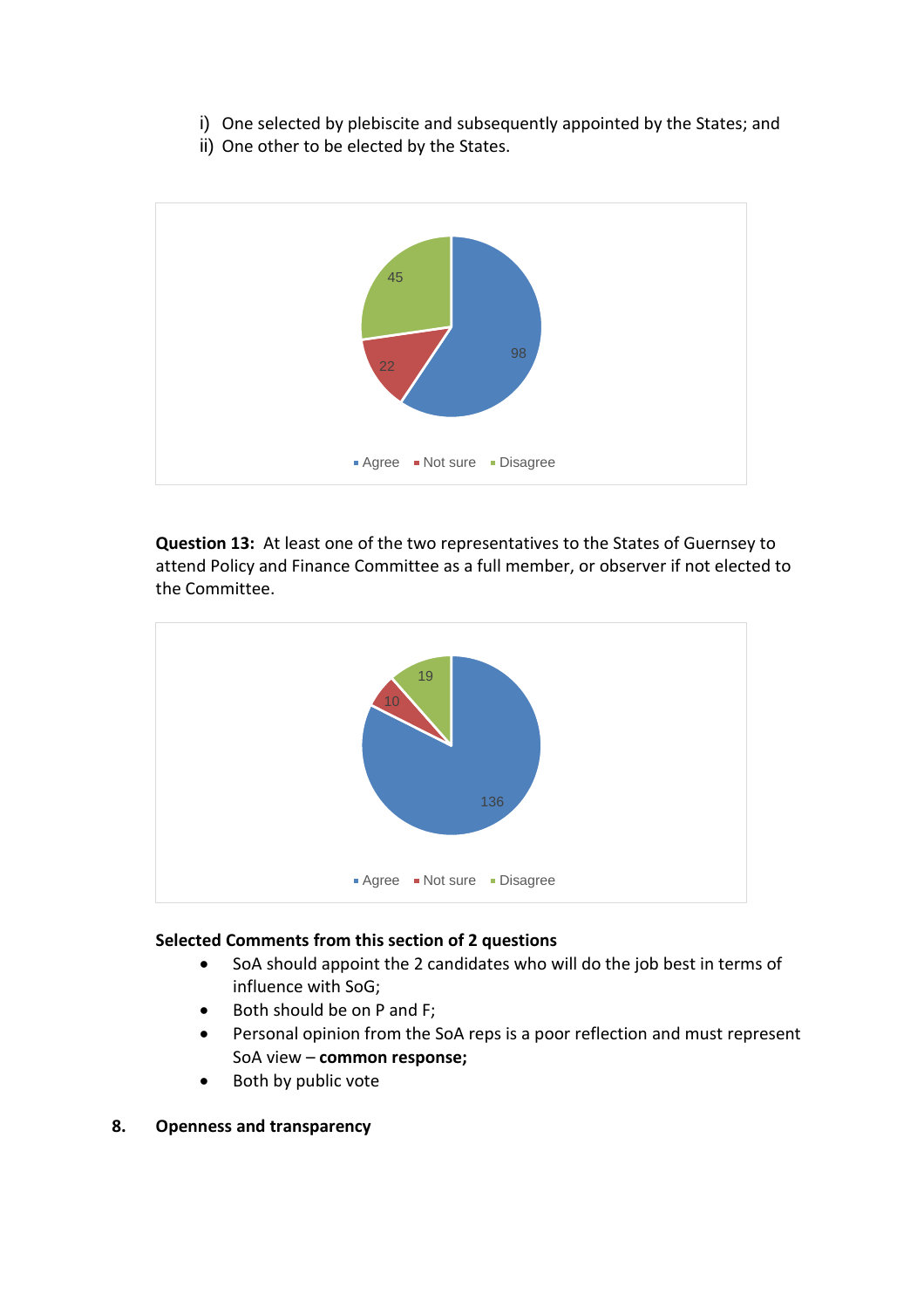i) One selected by plebiscite and subsequently appointed by the States; and
ii) One other to be elected by the States.

| | Count |
|---|---|
| Agree | 98 |
| Not sure | 22 |
| Disagree | 45 |

**Question 13:** At least one of the two representatives to the States of Guernsey to attend Policy and Finance Committee as a full member, or observer if not elected to the Committee.

| | Count |
|---|---|
| Agree | 136 |
| Not sure | 10 |
| Disagree | 19 |

**Selected Comments from this section of 2 questions**

- SoA should appoint the 2 candidates who will do the job best in terms of influence with SoG;
- Both should be on P and F;
- Personal opinion from the SoA reps is a poor reflection and must represent SoA view – **common response;**
- Both by public vote

## 8. Openness and transparency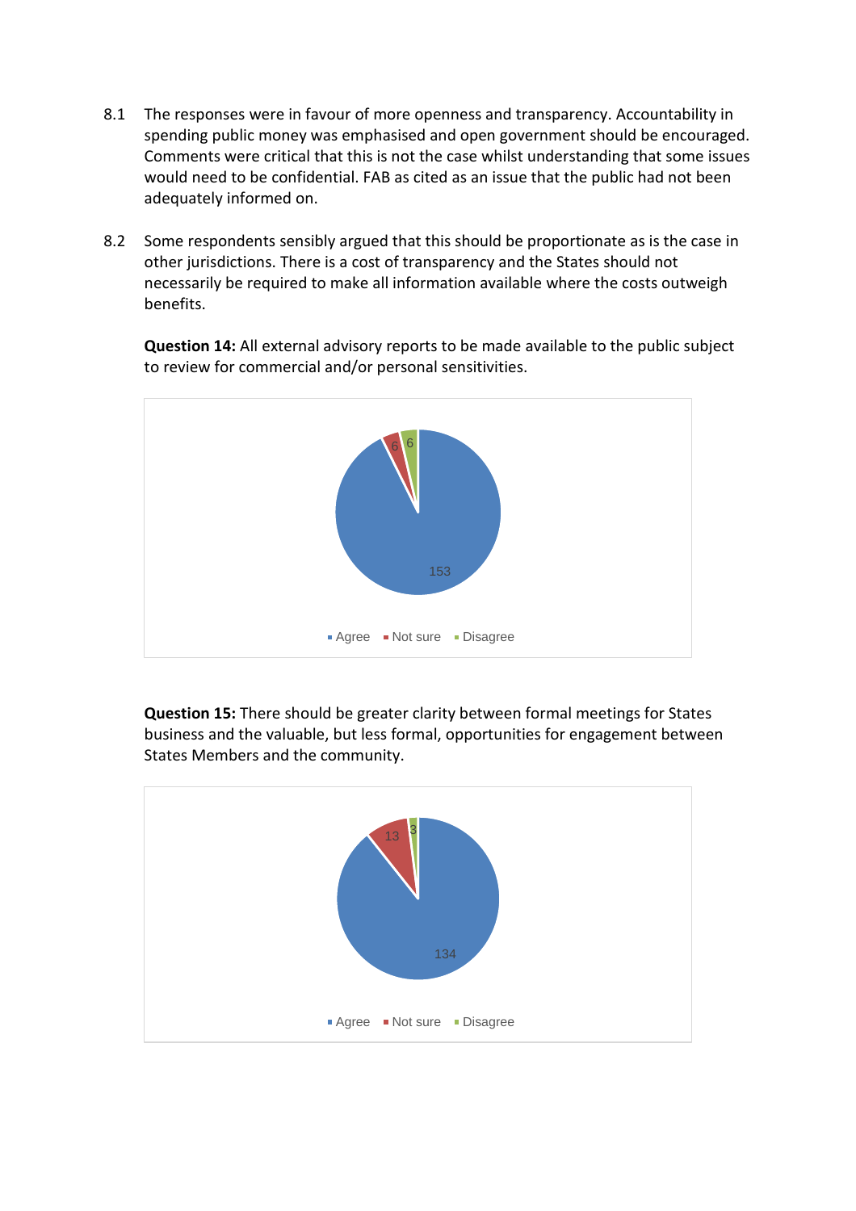8.1 The responses were in favour of more openness and transparency. Accountability in spending public money was emphasised and open government should be encouraged. Comments were critical that this is not the case whilst understanding that some issues would need to be confidential. FAB as cited as an issue that the public had not been adequately informed on.

8.2 Some respondents sensibly argued that this should be proportionate as is the case in other jurisdictions. There is a cost of transparency and the States should not necessarily be required to make all information available where the costs outweigh benefits.

**Question 14:** All external advisory reports to be made available to the public subject to review for commercial and/or personal sensitivities.

| Response | Count |
|---|---|
| Agree | 153 |
| Not sure | 6 |
| Disagree | 6 |

**Question 15:** There should be greater clarity between formal meetings for States business and the valuable, but less formal, opportunities for engagement between States Members and the community.

| Response | Count |
|---|---|
| Agree | 134 |
| Not sure | 13 |
| Disagree | 3 |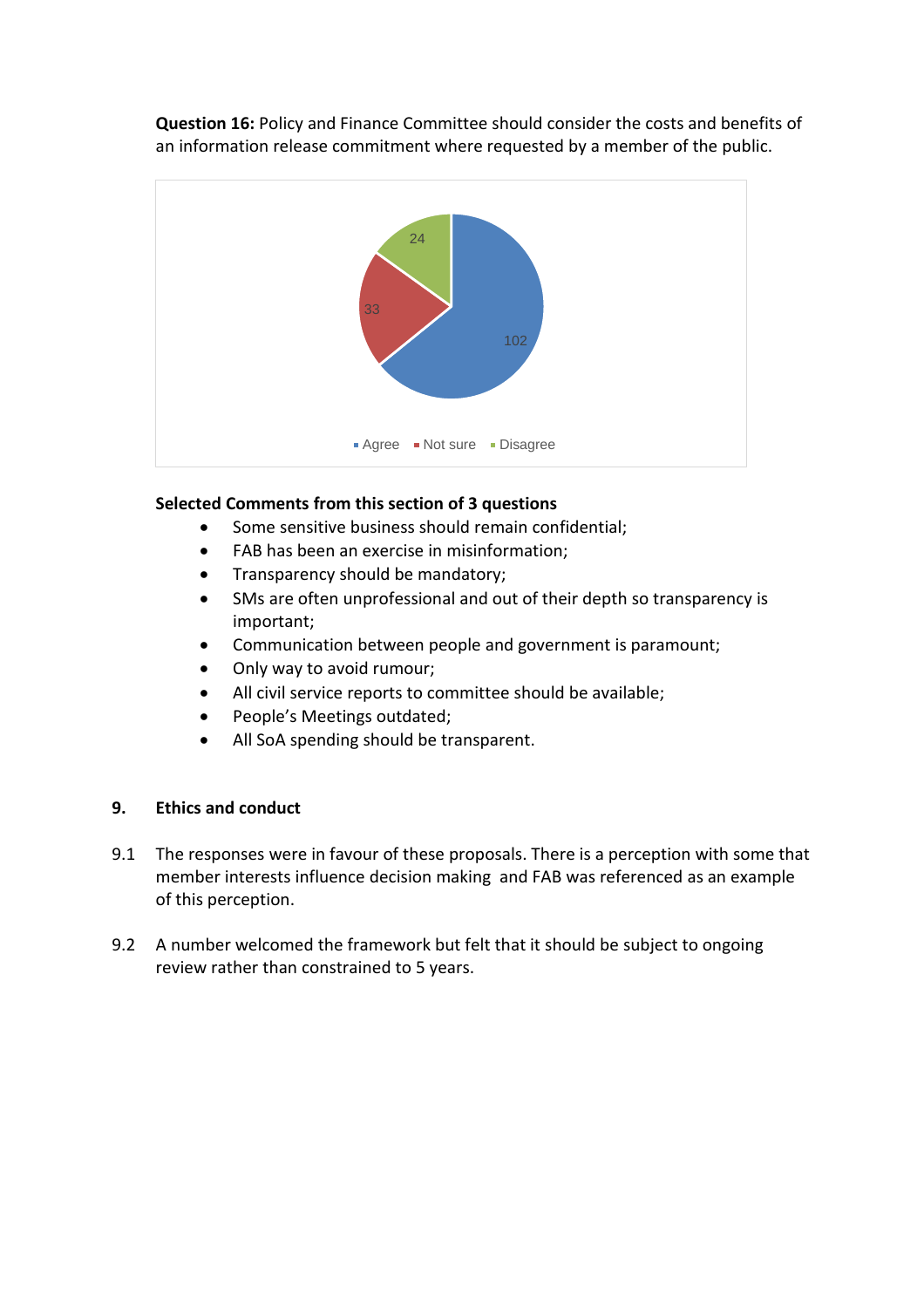**Question 16:** Policy and Finance Committee should consider the costs and benefits of an information release commitment where requested by a member of the public.

| Response | Count |
|---|---|
| Agree | 102 |
| Not sure | 33 |
| Disagree | 24 |

**Selected Comments from this section of 3 questions**

- Some sensitive business should remain confidential;
- FAB has been an exercise in misinformation;
- Transparency should be mandatory;
- SMs are often unprofessional and out of their depth so transparency is important;
- Communication between people and government is paramount;
- Only way to avoid rumour;
- All civil service reports to committee should be available;
- People's Meetings outdated;
- All SoA spending should be transparent.

## 9. Ethics and conduct

9.1 The responses were in favour of these proposals. There is a perception with some that member interests influence decision making and FAB was referenced as an example of this perception.

9.2 A number welcomed the framework but felt that it should be subject to ongoing review rather than constrained to 5 years.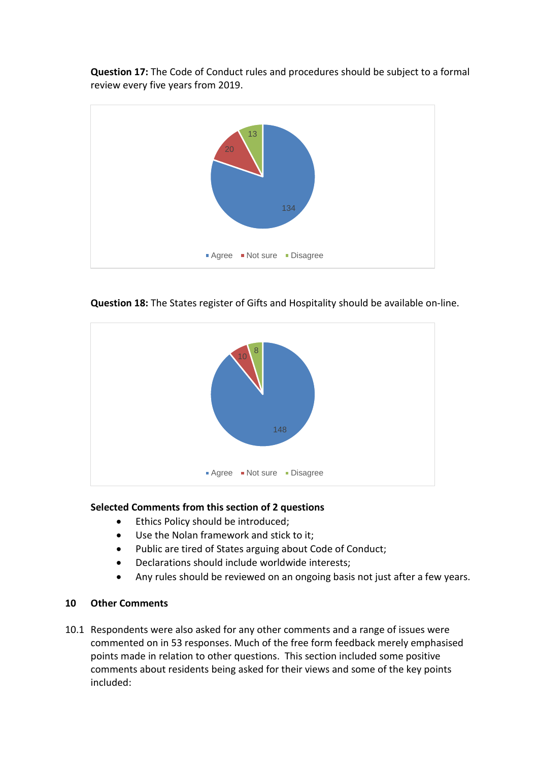**Question 17:** The Code of Conduct rules and procedures should be subject to a formal review every five years from 2019.

| Response | Count |
| --- | --- |
| Agree | 134 |
| Not sure | 20 |
| Disagree | 13 |

**Question 18:** The States register of Gifts and Hospitality should be available on-line.

| Response | Count |
| --- | --- |
| Agree | 148 |
| Not sure | 10 |
| Disagree | 8 |

**Selected Comments from this section of 2 questions**

- Ethics Policy should be introduced;
- Use the Nolan framework and stick to it;
- Public are tired of States arguing about Code of Conduct;
- Declarations should include worldwide interests;
- Any rules should be reviewed on an ongoing basis not just after a few years.

## 10 Other Comments

10.1 Respondents were also asked for any other comments and a range of issues were commented on in 53 responses. Much of the free form feedback merely emphasised points made in relation to other questions. This section included some positive comments about residents being asked for their views and some of the key points included: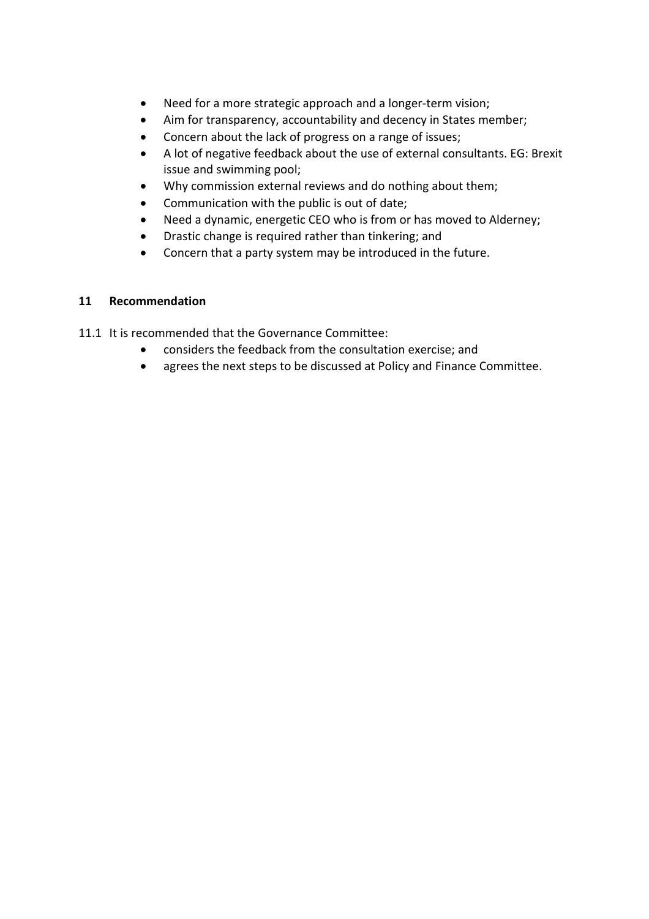- Need for a more strategic approach and a longer-term vision;
- Aim for transparency, accountability and decency in States member;
- Concern about the lack of progress on a range of issues;
- A lot of negative feedback about the use of external consultants. EG: Brexit issue and swimming pool;
- Why commission external reviews and do nothing about them;
- Communication with the public is out of date;
- Need a dynamic, energetic CEO who is from or has moved to Alderney;
- Drastic change is required rather than tinkering; and
- Concern that a party system may be introduced in the future.

## 11 Recommendation

11.1 It is recommended that the Governance Committee:

- considers the feedback from the consultation exercise; and
- agrees the next steps to be discussed at Policy and Finance Committee.